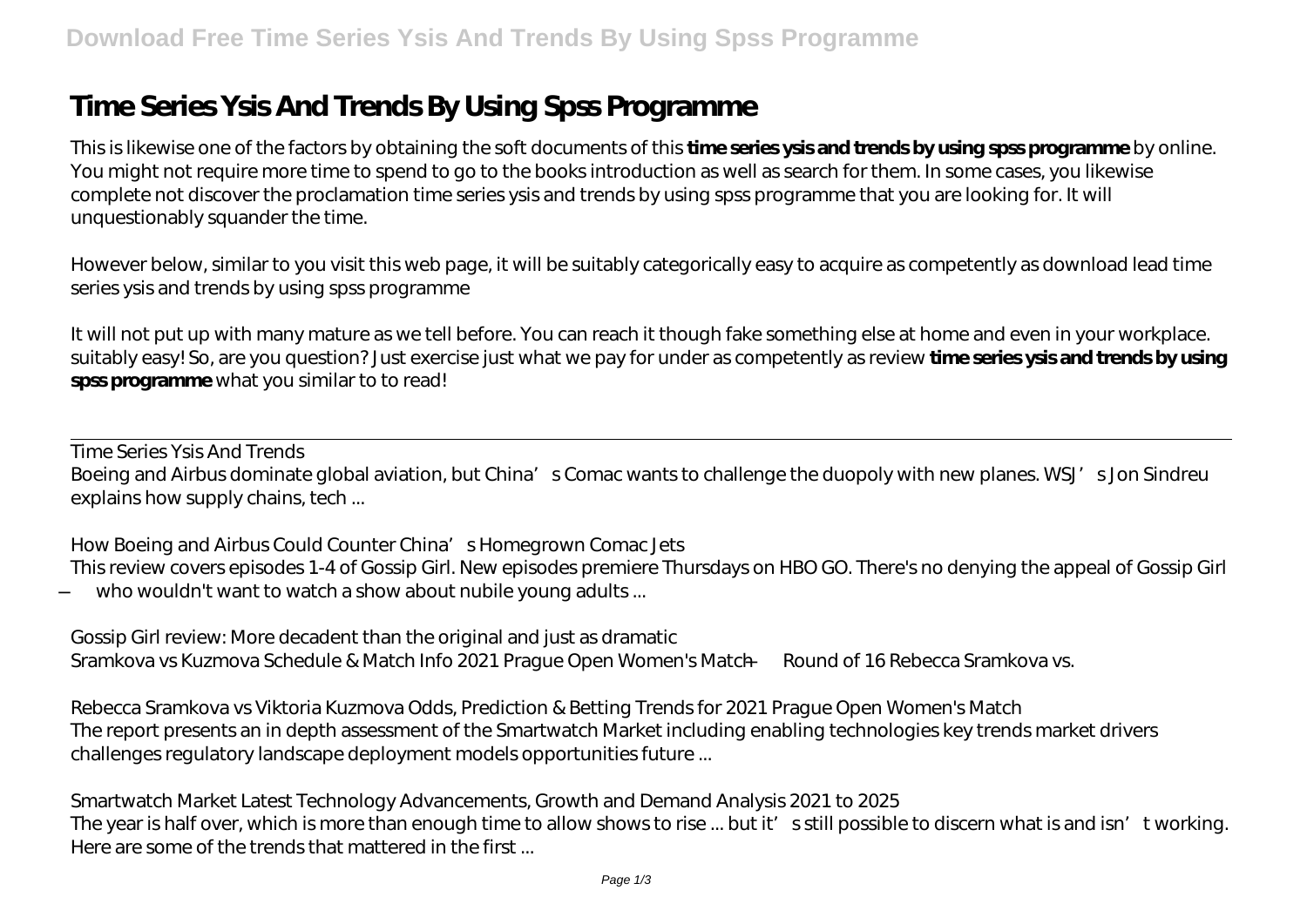# Time Series Ysis And Trends By Using Spss Programme

This is likewise one of the factors by obtaining the soft documents of this **time series ysis and trends by using spss programme** by online. You might not require more time to spend to go to the books introduction as well as search for them. In some cases, you likewise complete not discover the proclamation time series ysis and trends by using spss programme that you are looking for. It will unquestionably squander the time.

However below, similar to you visit this web page, it will be suitably categorically easy to acquire as competently as download lead time series ysis and trends by using spss programme

It will not put up with many mature as we tell before. You can reach it though fake something else at home and even in your workplace. suitably easy! So, are you question? Just exercise just what we pay for under as competently as review **time series ysis and trends by using spss programme** what you similar to to read!

---

*Time Series Ysis And Trends*

Boeing and Airbus dominate global aviation, but China's Comac wants to challenge the duopoly with new planes. WSJ's Jon Sindreu explains how supply chains, tech ...

*How Boeing and Airbus Could Counter China's Homegrown Comac Jets*

This review covers episodes 1-4 of Gossip Girl. New episodes premiere Thursdays on HBO GO. There's no denying the appeal of Gossip Girl — who wouldn't want to watch a show about nubile young adults ...

*Gossip Girl review: More decadent than the original and just as dramatic*

Sramkova vs Kuzmova Schedule & Match Info 2021 Prague Open Women's Match — Round of 16 Rebecca Sramkova vs.

*Rebecca Sramkova vs Viktoria Kuzmova Odds, Prediction & Betting Trends for 2021 Prague Open Women's Match*

The report presents an in depth assessment of the Smartwatch Market including enabling technologies key trends market drivers challenges regulatory landscape deployment models opportunities future ...

*Smartwatch Market Latest Technology Advancements, Growth and Demand Analysis 2021 to 2025*

The year is half over, which is more than enough time to allow shows to rise ... but it's still possible to discern what is and isn't working. Here are some of the trends that mattered in the first ...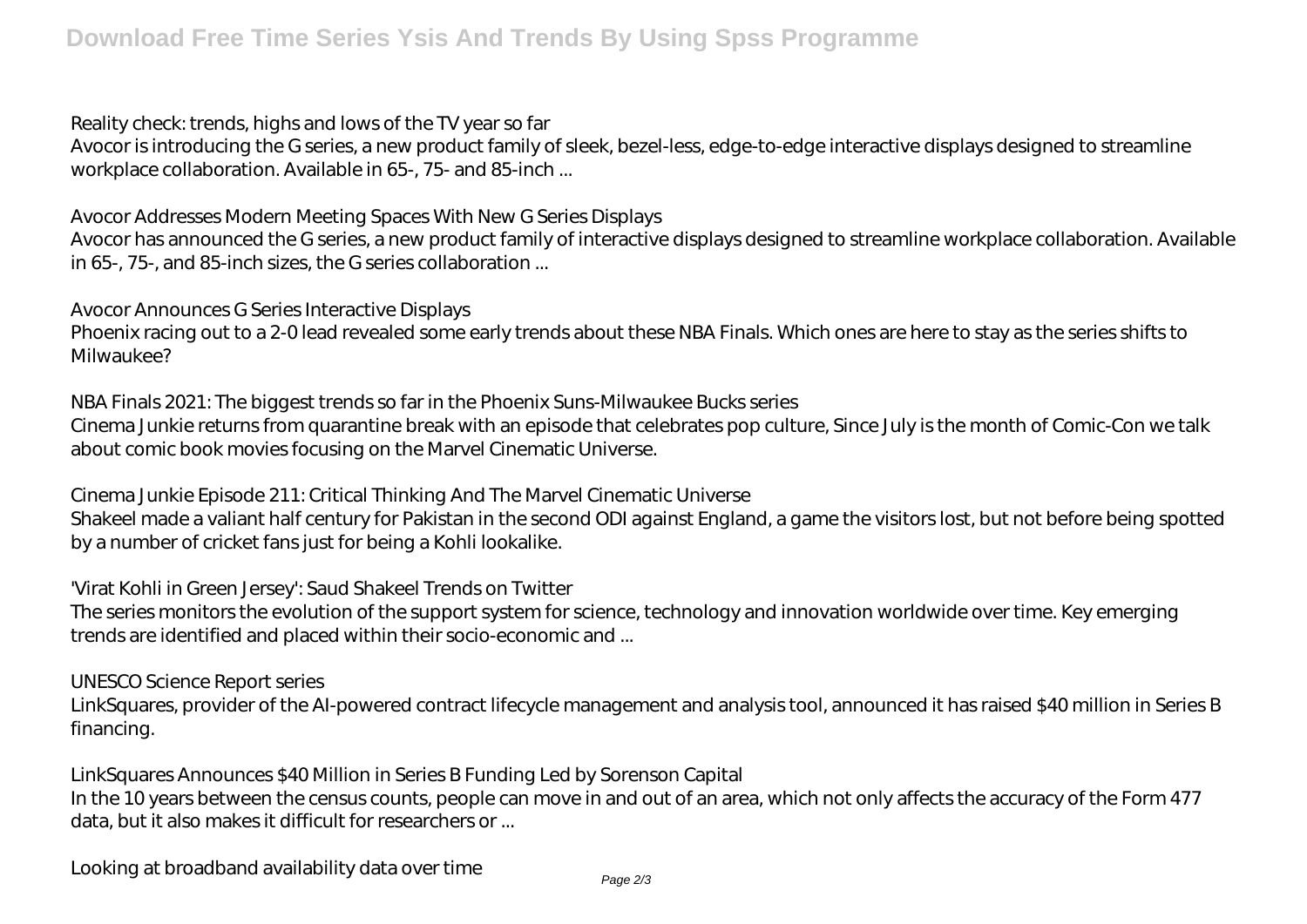Reality check: trends, highs and lows of the TV year so far

Avocor is introducing the G series, a new product family of sleek, bezel-less, edge-to-edge interactive displays designed to streamline workplace collaboration. Available in 65-, 75- and 85-inch ...

Avocor Addresses Modern Meeting Spaces With New G Series Displays

Avocor has announced the G series, a new product family of interactive displays designed to streamline workplace collaboration. Available in 65-, 75-, and 85-inch sizes, the G series collaboration ...

Avocor Announces G Series Interactive Displays

Phoenix racing out to a 2-0 lead revealed some early trends about these NBA Finals. Which ones are here to stay as the series shifts to Milwaukee?

NBA Finals 2021: The biggest trends so far in the Phoenix Suns-Milwaukee Bucks series

Cinema Junkie returns from quarantine break with an episode that celebrates pop culture, Since July is the month of Comic-Con we talk about comic book movies focusing on the Marvel Cinematic Universe.

Cinema Junkie Episode 211: Critical Thinking And The Marvel Cinematic Universe

Shakeel made a valiant half century for Pakistan in the second ODI against England, a game the visitors lost, but not before being spotted by a number of cricket fans just for being a Kohli lookalike.

'Virat Kohli in Green Jersey': Saud Shakeel Trends on Twitter

The series monitors the evolution of the support system for science, technology and innovation worldwide over time. Key emerging trends are identified and placed within their socio-economic and ...

UNESCO Science Report series

LinkSquares, provider of the AI-powered contract lifecycle management and analysis tool, announced it has raised $40 million in Series B financing.

LinkSquares Announces $40 Million in Series B Funding Led by Sorenson Capital

In the 10 years between the census counts, people can move in and out of an area, which not only affects the accuracy of the Form 477 data, but it also makes it difficult for researchers or ...

Looking at broadband availability data over time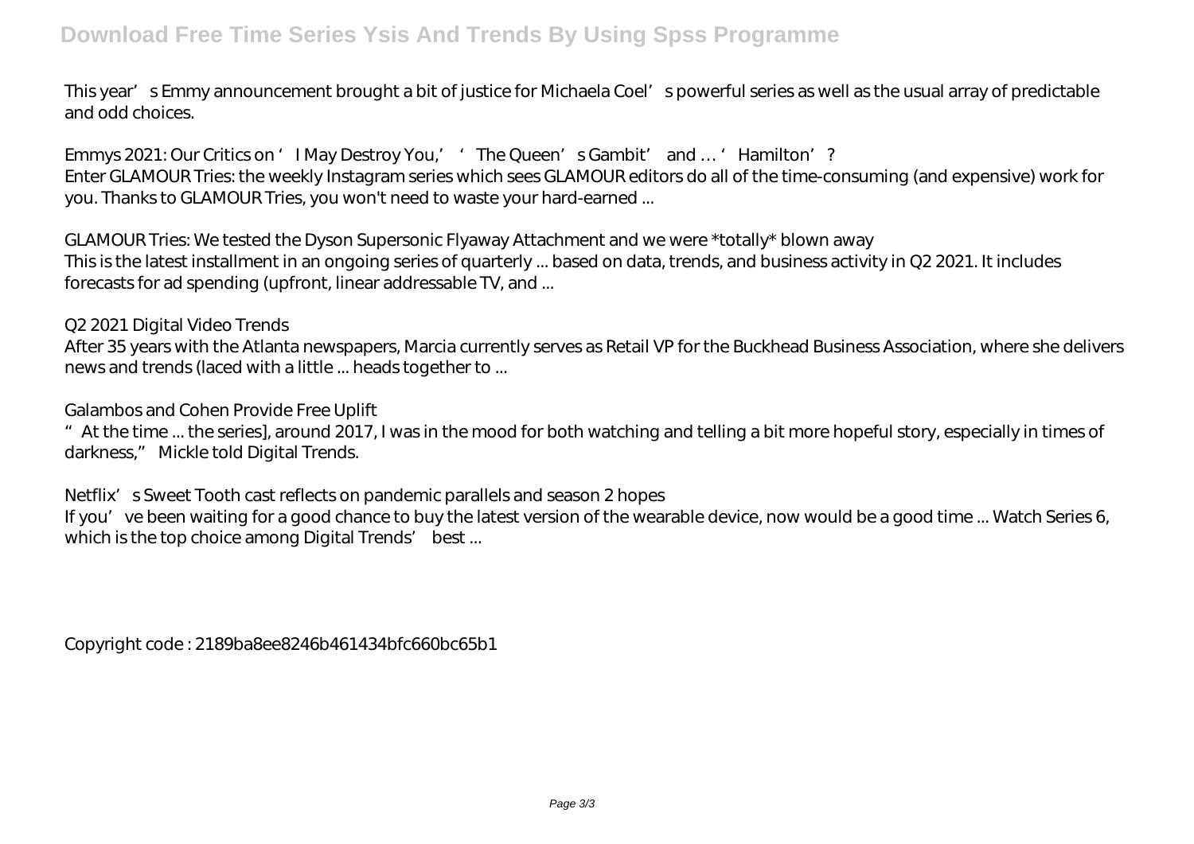This year's Emmy announcement brought a bit of justice for Michaela Coel's powerful series as well as the usual array of predictable and odd choices.

Emmys 2021: Our Critics on 'I May Destroy You,' 'The Queen's Gambit' and … 'Hamilton'?
Enter GLAMOUR Tries: the weekly Instagram series which sees GLAMOUR editors do all of the time-consuming (and expensive) work for you. Thanks to GLAMOUR Tries, you won't need to waste your hard-earned ...

GLAMOUR Tries: We tested the Dyson Supersonic Flyaway Attachment and we were *totally* blown away
This is the latest installment in an ongoing series of quarterly ... based on data, trends, and business activity in Q2 2021. It includes forecasts for ad spending (upfront, linear addressable TV, and ...

Q2 2021 Digital Video Trends
After 35 years with the Atlanta newspapers, Marcia currently serves as Retail VP for the Buckhead Business Association, where she delivers news and trends (laced with a little ... heads together to ...

Galambos and Cohen Provide Free Uplift
"At the time ... the series], around 2017, I was in the mood for both watching and telling a bit more hopeful story, especially in times of darkness," Mickle told Digital Trends.

Netflix's Sweet Tooth cast reflects on pandemic parallels and season 2 hopes
If you've been waiting for a good chance to buy the latest version of the wearable device, now would be a good time ... Watch Series 6, which is the top choice among Digital Trends' best ...

Copyright code : 2189ba8ee8246b461434bfc660bc65b1